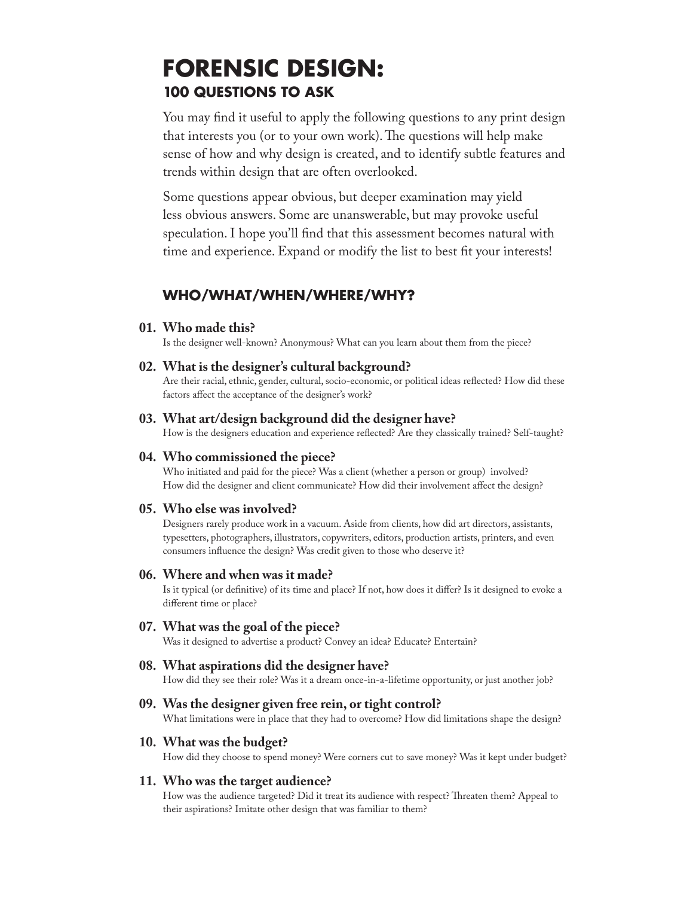# FORENSIC DESIGN:
## 100 QUESTIONS TO ASK

You may find it useful to apply the following questions to any print design that interests you (or to your own work). The questions will help make sense of how and why design is created, and to identify subtle features and trends within design that are often overlooked.

Some questions appear obvious, but deeper examination may yield less obvious answers. Some are unanswerable, but may provoke useful speculation. I hope you'll find that this assessment becomes natural with time and experience. Expand or modify the list to best fit your interests!

## WHO/WHAT/WHEN/WHERE/WHY?

**01. Who made this?**
Is the designer well-known? Anonymous? What can you learn about them from the piece?

**02. What is the designer's cultural background?**
Are their racial, ethnic, gender, cultural, socio-economic, or political ideas reflected? How did these factors affect the acceptance of the designer's work?

**03. What art/design background did the designer have?**
How is the designers education and experience reflected? Are they classically trained? Self-taught?

**04. Who commissioned the piece?**
Who initiated and paid for the piece? Was a client (whether a person or group) involved? How did the designer and client communicate? How did their involvement affect the design?

**05. Who else was involved?**
Designers rarely produce work in a vacuum. Aside from clients, how did art directors, assistants, typesetters, photographers, illustrators, copywriters, editors, production artists, printers, and even consumers influence the design? Was credit given to those who deserve it?

**06. Where and when was it made?**
Is it typical (or definitive) of its time and place? If not, how does it differ? Is it designed to evoke a different time or place?

**07. What was the goal of the piece?**
Was it designed to advertise a product? Convey an idea? Educate? Entertain?

**08. What aspirations did the designer have?**
How did they see their role? Was it a dream once-in-a-lifetime opportunity, or just another job?

**09. Was the designer given free rein, or tight control?**
What limitations were in place that they had to overcome? How did limitations shape the design?

**10. What was the budget?**
How did they choose to spend money? Were corners cut to save money? Was it kept under budget?

**11. Who was the target audience?**
How was the audience targeted? Did it treat its audience with respect? Threaten them? Appeal to their aspirations? Imitate other design that was familiar to them?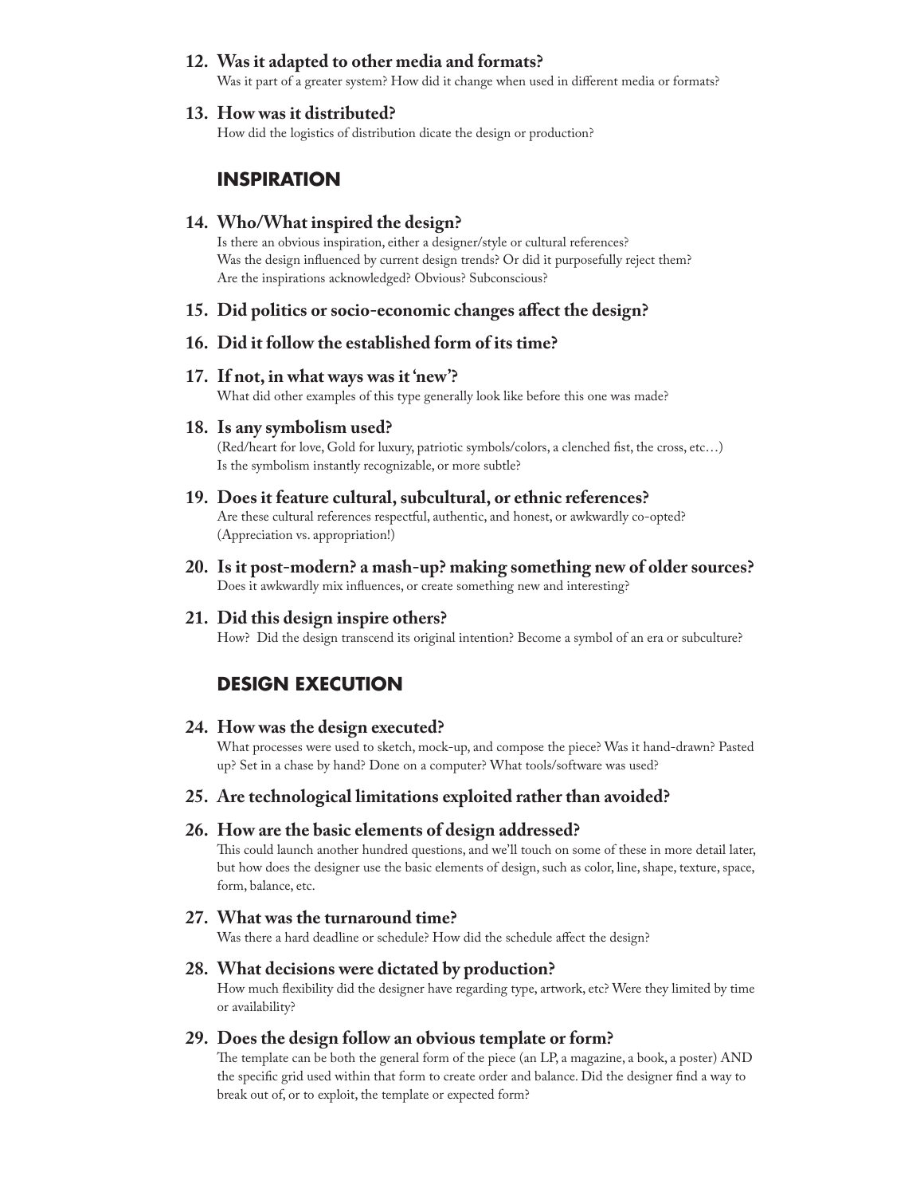**12. Was it adapted to other media and formats?**
Was it part of a greater system? How did it change when used in different media or formats?

**13. How was it distributed?**
How did the logistics of distribution dicate the design or production?

## INSPIRATION

**14. Who/What inspired the design?**
Is there an obvious inspiration, either a designer/style or cultural references?
Was the design influenced by current design trends? Or did it purposefully reject them?
Are the inspirations acknowledged? Obvious? Subconscious?

**15. Did politics or socio-economic changes affect the design?**

**16. Did it follow the established form of its time?**

**17. If not, in what ways was it 'new'?**
What did other examples of this type generally look like before this one was made?

**18. Is any symbolism used?**
(Red/heart for love, Gold for luxury, patriotic symbols/colors, a clenched fist, the cross, etc…)
Is the symbolism instantly recognizable, or more subtle?

**19. Does it feature cultural, subcultural, or ethnic references?**
Are these cultural references respectful, authentic, and honest, or awkwardly co-opted?
(Appreciation vs. appropriation!)

**20. Is it post-modern? a mash-up? making something new of older sources?**
Does it awkwardly mix influences, or create something new and interesting?

**21. Did this design inspire others?**
How? Did the design transcend its original intention? Become a symbol of an era or subculture?

## DESIGN EXECUTION

**24. How was the design executed?**
What processes were used to sketch, mock-up, and compose the piece? Was it hand-drawn? Pasted up? Set in a chase by hand? Done on a computer? What tools/software was used?

**25. Are technological limitations exploited rather than avoided?**

**26. How are the basic elements of design addressed?**
This could launch another hundred questions, and we'll touch on some of these in more detail later, but how does the designer use the basic elements of design, such as color, line, shape, texture, space, form, balance, etc.

**27. What was the turnaround time?**
Was there a hard deadline or schedule? How did the schedule affect the design?

**28. What decisions were dictated by production?**
How much flexibility did the designer have regarding type, artwork, etc? Were they limited by time or availability?

**29. Does the design follow an obvious template or form?**
The template can be both the general form of the piece (an LP, a magazine, a book, a poster) AND the specific grid used within that form to create order and balance. Did the designer find a way to break out of, or to exploit, the template or expected form?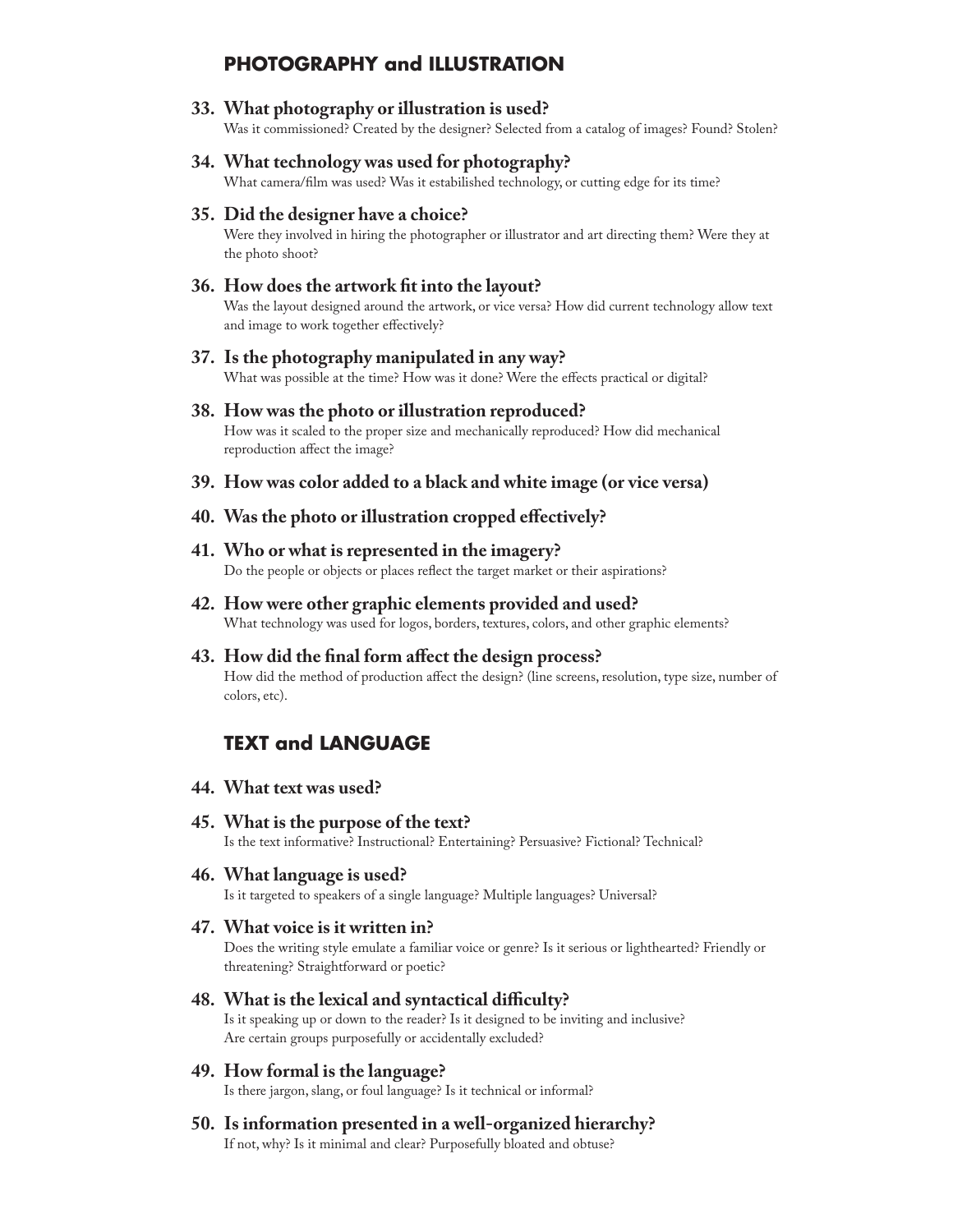## PHOTOGRAPHY and ILLUSTRATION

**33. What photography or illustration is used?**
Was it commissioned? Created by the designer? Selected from a catalog of images? Found? Stolen?

**34. What technology was used for photography?**
What camera/film was used? Was it estabilished technology, or cutting edge for its time?

**35. Did the designer have a choice?**
Were they involved in hiring the photographer or illustrator and art directing them? Were they at the photo shoot?

**36. How does the artwork fit into the layout?**
Was the layout designed around the artwork, or vice versa? How did current technology allow text and image to work together effectively?

**37. Is the photography manipulated in any way?**
What was possible at the time? How was it done? Were the effects practical or digital?

**38. How was the photo or illustration reproduced?**
How was it scaled to the proper size and mechanically reproduced? How did mechanical reproduction affect the image?

**39. How was color added to a black and white image (or vice versa)**

**40. Was the photo or illustration cropped effectively?**

**41. Who or what is represented in the imagery?**
Do the people or objects or places reflect the target market or their aspirations?

**42. How were other graphic elements provided and used?**
What technology was used for logos, borders, textures, colors, and other graphic elements?

**43. How did the final form affect the design process?**
How did the method of production affect the design? (line screens, resolution, type size, number of colors, etc).

## TEXT and LANGUAGE

**44. What text was used?**

**45. What is the purpose of the text?**
Is the text informative? Instructional? Entertaining? Persuasive? Fictional? Technical?

**46. What language is used?**
Is it targeted to speakers of a single language? Multiple languages? Universal?

**47. What voice is it written in?**
Does the writing style emulate a familiar voice or genre? Is it serious or lighthearted? Friendly or threatening? Straightforward or poetic?

**48. What is the lexical and syntactical difficulty?**
Is it speaking up or down to the reader? Is it designed to be inviting and inclusive? Are certain groups purposefully or accidentally excluded?

**49. How formal is the language?**
Is there jargon, slang, or foul language? Is it technical or informal?

**50. Is information presented in a well-organized hierarchy?**
If not, why? Is it minimal and clear? Purposefully bloated and obtuse?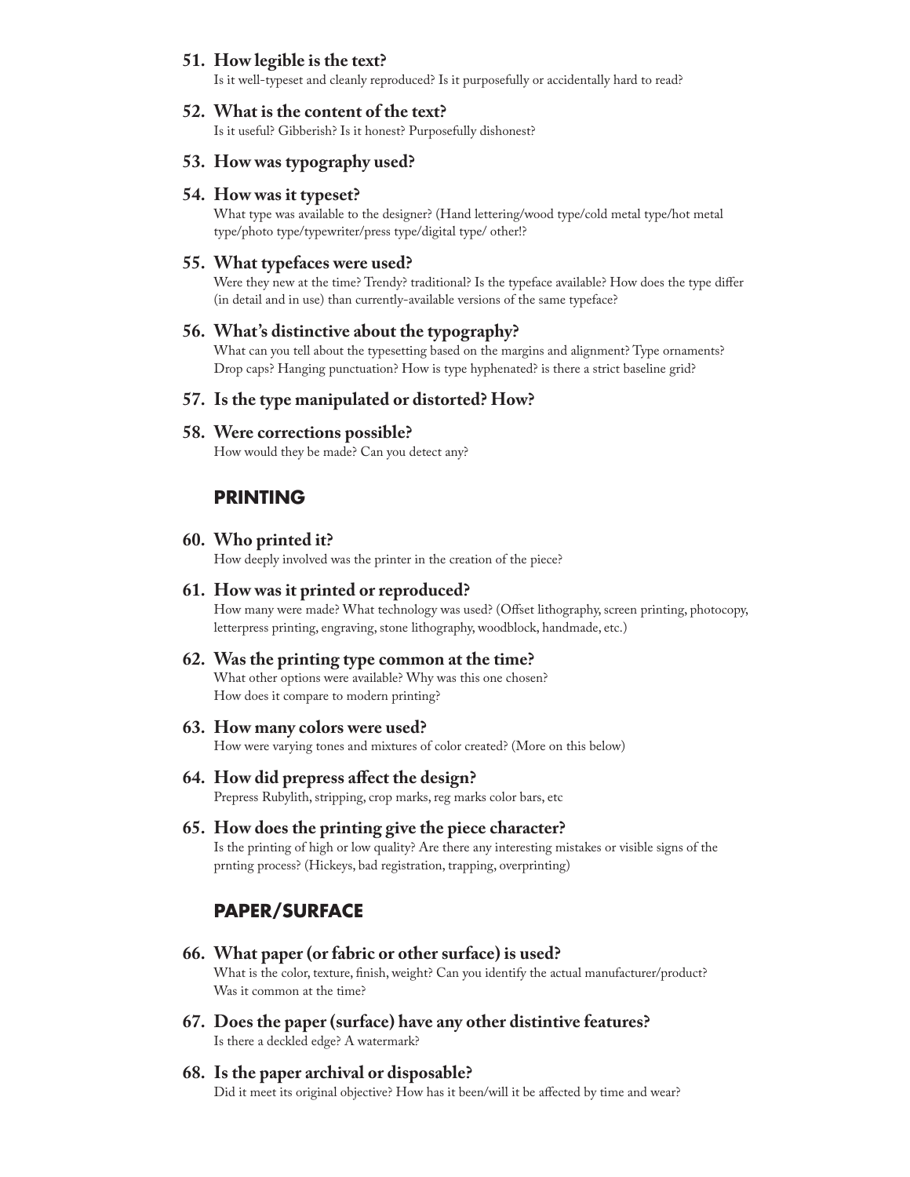51. **How legible is the text?**
    Is it well-typeset and cleanly reproduced? Is it purposefully or accidentally hard to read?

52. **What is the content of the text?**
    Is it useful? Gibberish? Is it honest? Purposefully dishonest?

53. **How was typography used?**

54. **How was it typeset?**
    What type was available to the designer? (Hand lettering/wood type/cold metal type/hot metal type/photo type/typewriter/press type/digital type/ other!?

55. **What typefaces were used?**
    Were they new at the time? Trendy? traditional? Is the typeface available? How does the type differ (in detail and in use) than currently-available versions of the same typeface?

56. **What's distinctive about the typography?**
    What can you tell about the typesetting based on the margins and alignment? Type ornaments? Drop caps? Hanging punctuation? How is type hyphenated? is there a strict baseline grid?

57. **Is the type manipulated or distorted? How?**

58. **Were corrections possible?**
    How would they be made? Can you detect any?

## PRINTING

60. **Who printed it?**
    How deeply involved was the printer in the creation of the piece?

61. **How was it printed or reproduced?**
    How many were made? What technology was used? (Offset lithography, screen printing, photocopy, letterpress printing, engraving, stone lithography, woodblock, handmade, etc.)

62. **Was the printing type common at the time?**
    What other options were available? Why was this one chosen?
    How does it compare to modern printing?

63. **How many colors were used?**
    How were varying tones and mixtures of color created? (More on this below)

64. **How did prepress affect the design?**
    Prepress Rubylith, stripping, crop marks, reg marks color bars, etc

65. **How does the printing give the piece character?**
    Is the printing of high or low quality? Are there any interesting mistakes or visible signs of the prnting process? (Hickeys, bad registration, trapping, overprinting)

## PAPER/SURFACE

66. **What paper (or fabric or other surface) is used?**
    What is the color, texture, finish, weight? Can you identify the actual manufacturer/product? Was it common at the time?

67. **Does the paper (surface) have any other distintive features?**
    Is there a deckled edge? A watermark?

68. **Is the paper archival or disposable?**
    Did it meet its original objective? How has it been/will it be affected by time and wear?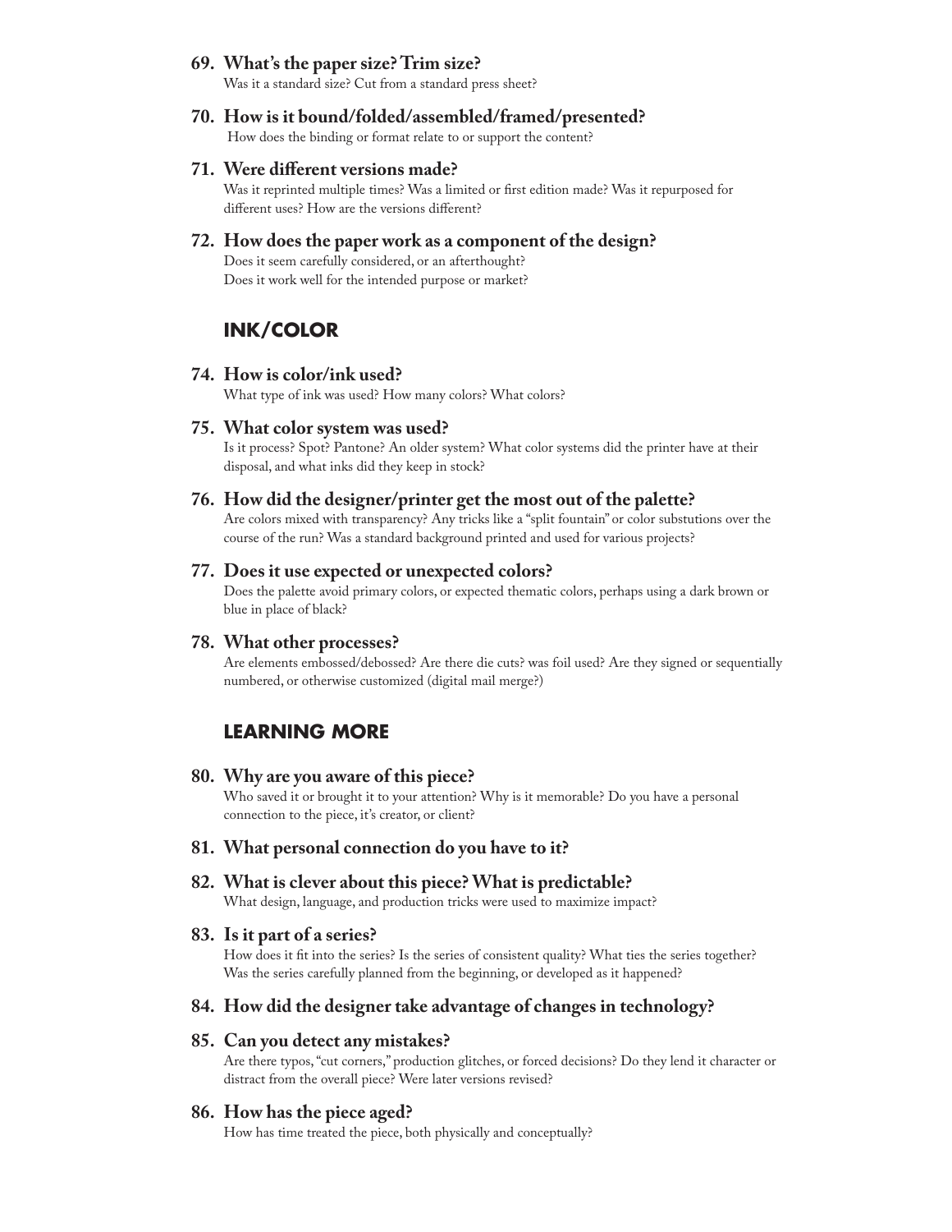**69. What's the paper size? Trim size?**
Was it a standard size? Cut from a standard press sheet?

**70. How is it bound/folded/assembled/framed/presented?**
How does the binding or format relate to or support the content?

**71. Were different versions made?**
Was it reprinted multiple times? Was a limited or first edition made? Was it repurposed for different uses? How are the versions different?

**72. How does the paper work as a component of the design?**
Does it seem carefully considered, or an afterthought?
Does it work well for the intended purpose or market?

## INK/COLOR

**74. How is color/ink used?**
What type of ink was used? How many colors? What colors?

**75. What color system was used?**
Is it process? Spot? Pantone? An older system? What color systems did the printer have at their disposal, and what inks did they keep in stock?

**76. How did the designer/printer get the most out of the palette?**
Are colors mixed with transparency? Any tricks like a "split fountain" or color substutions over the course of the run? Was a standard background printed and used for various projects?

**77. Does it use expected or unexpected colors?**
Does the palette avoid primary colors, or expected thematic colors, perhaps using a dark brown or blue in place of black?

**78. What other processes?**
Are elements embossed/debossed? Are there die cuts? was foil used? Are they signed or sequentially numbered, or otherwise customized (digital mail merge?)

## LEARNING MORE

**80. Why are you aware of this piece?**
Who saved it or brought it to your attention? Why is it memorable? Do you have a personal connection to the piece, it's creator, or client?

**81. What personal connection do you have to it?**

**82. What is clever about this piece? What is predictable?**
What design, language, and production tricks were used to maximize impact?

**83. Is it part of a series?**
How does it fit into the series? Is the series of consistent quality? What ties the series together? Was the series carefully planned from the beginning, or developed as it happened?

**84. How did the designer take advantage of changes in technology?**

**85. Can you detect any mistakes?**
Are there typos, "cut corners," production glitches, or forced decisions? Do they lend it character or distract from the overall piece? Were later versions revised?

**86. How has the piece aged?**
How has time treated the piece, both physically and conceptually?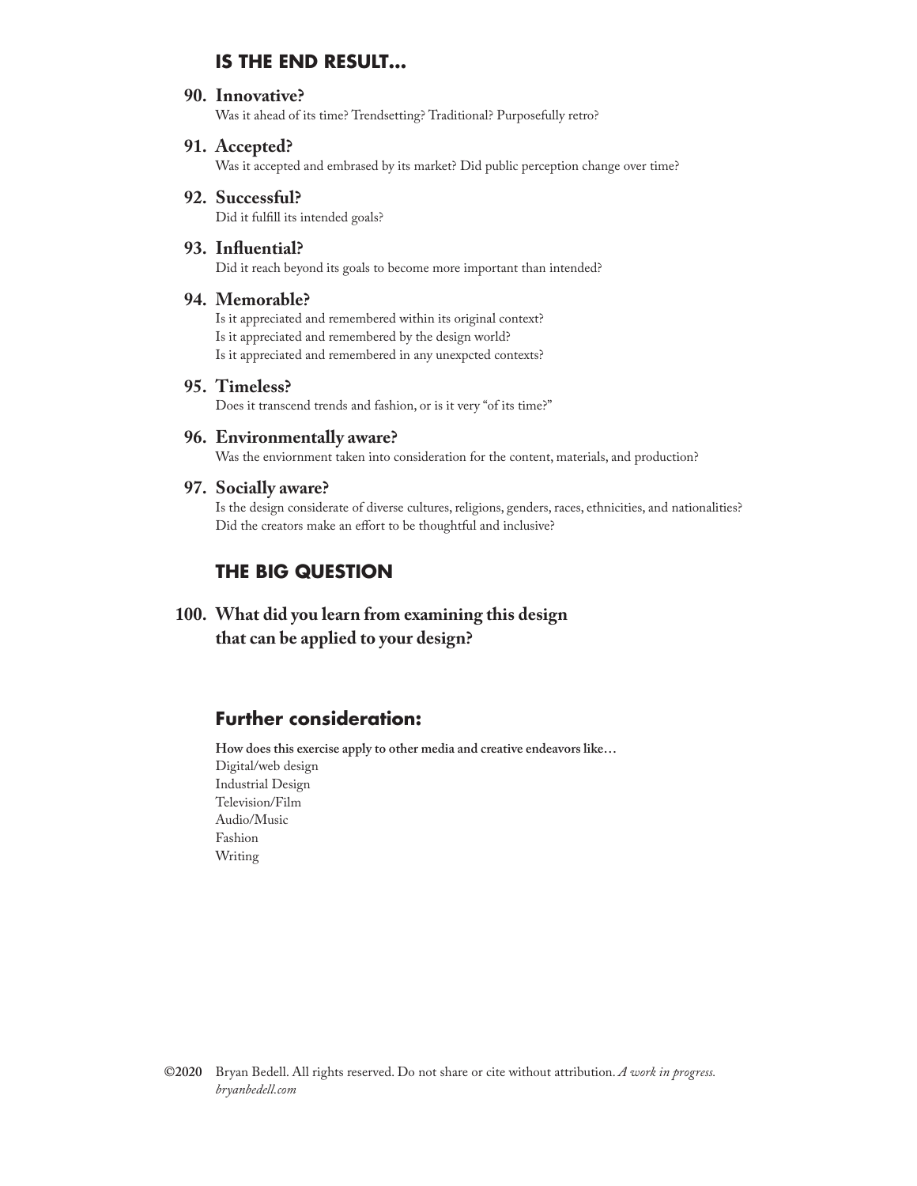## IS THE END RESULT...

**90. Innovative?**
Was it ahead of its time? Trendsetting? Traditional? Purposefully retro?

**91. Accepted?**
Was it accepted and embrased by its market? Did public perception change over time?

**92. Successful?**
Did it fulfill its intended goals?

**93. Influential?**
Did it reach beyond its goals to become more important than intended?

**94. Memorable?**
Is it appreciated and remembered within its original context?
Is it appreciated and remembered by the design world?
Is it appreciated and remembered in any unexpcted contexts?

**95. Timeless?**
Does it transcend trends and fashion, or is it very "of its time?"

**96. Environmentally aware?**
Was the enviornment taken into consideration for the content, materials, and production?

**97. Socially aware?**
Is the design considerate of diverse cultures, religions, genders, races, ethnicities, and nationalities?
Did the creators make an effort to be thoughtful and inclusive?

## THE BIG QUESTION

**100. What did you learn from examining this design that can be applied to your design?**

## Further consideration:

**How does this exercise apply to other media and creative endeavors like…**
Digital/web design
Industrial Design
Television/Film
Audio/Music
Fashion
Writing

**©2020** Bryan Bedell. All rights reserved. Do not share or cite without attribution. *A work in progress.*
*bryanbedell.com*